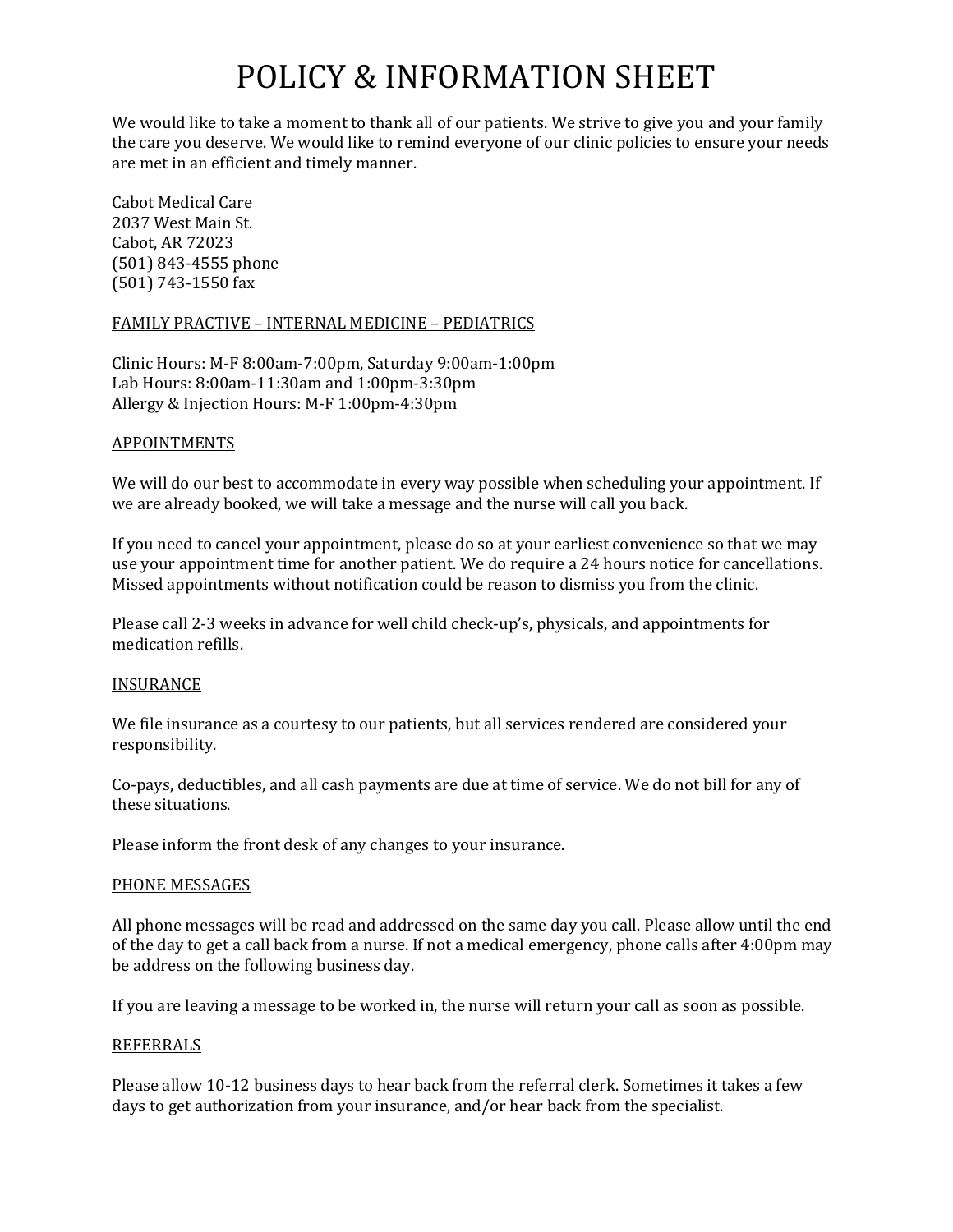# POLICY & INFORMATION SHEET

We would like to take a moment to thank all of our patients. We strive to give you and your family the care you deserve. We would like to remind everyone of our clinic policies to ensure your needs are met in an efficient and timely manner.

Cabot Medical Care
2037 West Main St.
Cabot, AR 72023
(501) 843-4555 phone
(501) 743-1550 fax

<u>FAMILY PRACTIVE – INTERNAL MEDICINE – PEDIATRICS</u>

Clinic Hours: M-F 8:00am-7:00pm, Saturday 9:00am-1:00pm
Lab Hours: 8:00am-11:30am and 1:00pm-3:30pm
Allergy & Injection Hours: M-F 1:00pm-4:30pm

<u>APPOINTMENTS</u>

We will do our best to accommodate in every way possible when scheduling your appointment. If we are already booked, we will take a message and the nurse will call you back.

If you need to cancel your appointment, please do so at your earliest convenience so that we may use your appointment time for another patient. We do require a 24 hours notice for cancellations. Missed appointments without notification could be reason to dismiss you from the clinic.

Please call 2-3 weeks in advance for well child check-up's, physicals, and appointments for medication refills.

<u>INSURANCE</u>

We file insurance as a courtesy to our patients, but all services rendered are considered your responsibility.

Co-pays, deductibles, and all cash payments are due at time of service. We do not bill for any of these situations.

Please inform the front desk of any changes to your insurance.

<u>PHONE MESSAGES</u>

All phone messages will be read and addressed on the same day you call. Please allow until the end of the day to get a call back from a nurse. If not a medical emergency, phone calls after 4:00pm may be address on the following business day.

If you are leaving a message to be worked in, the nurse will return your call as soon as possible.

<u>REFERRALS</u>

Please allow 10-12 business days to hear back from the referral clerk. Sometimes it takes a few days to get authorization from your insurance, and/or hear back from the specialist.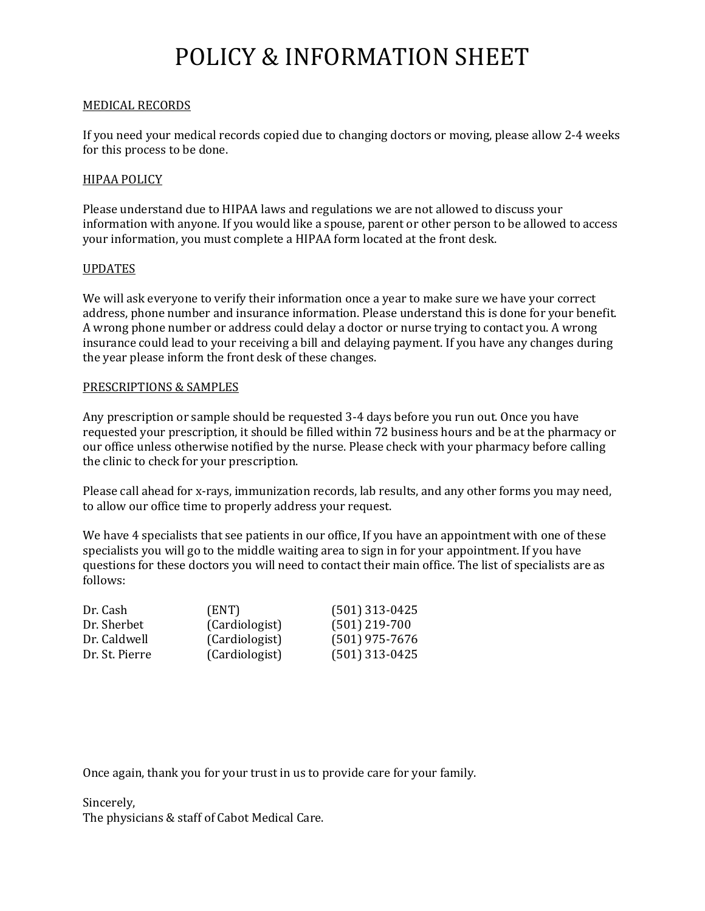# POLICY & INFORMATION SHEET

## MEDICAL RECORDS

If you need your medical records copied due to changing doctors or moving, please allow 2-4 weeks for this process to be done.

## HIPAA POLICY

Please understand due to HIPAA laws and regulations we are not allowed to discuss your information with anyone. If you would like a spouse, parent or other person to be allowed to access your information, you must complete a HIPAA form located at the front desk.

## UPDATES

We will ask everyone to verify their information once a year to make sure we have your correct address, phone number and insurance information. Please understand this is done for your benefit. A wrong phone number or address could delay a doctor or nurse trying to contact you. A wrong insurance could lead to your receiving a bill and delaying payment. If you have any changes during the year please inform the front desk of these changes.

## PRESCRIPTIONS & SAMPLES

Any prescription or sample should be requested 3-4 days before you run out. Once you have requested your prescription, it should be filled within 72 business hours and be at the pharmacy or our office unless otherwise notified by the nurse. Please check with your pharmacy before calling the clinic to check for your prescription.

Please call ahead for x-rays, immunization records, lab results, and any other forms you may need, to allow our office time to properly address your request.

We have 4 specialists that see patients in our office, If you have an appointment with one of these specialists you will go to the middle waiting area to sign in for your appointment. If you have questions for these doctors you will need to contact their main office. The list of specialists are as follows:

| | | |
|---|---|---|
| Dr. Cash | (ENT) | (501) 313-0425 |
| Dr. Sherbet | (Cardiologist) | (501) 219-700 |
| Dr. Caldwell | (Cardiologist) | (501) 975-7676 |
| Dr. St. Pierre | (Cardiologist) | (501) 313-0425 |

Once again, thank you for your trust in us to provide care for your family.

Sincerely,
The physicians & staff of Cabot Medical Care.